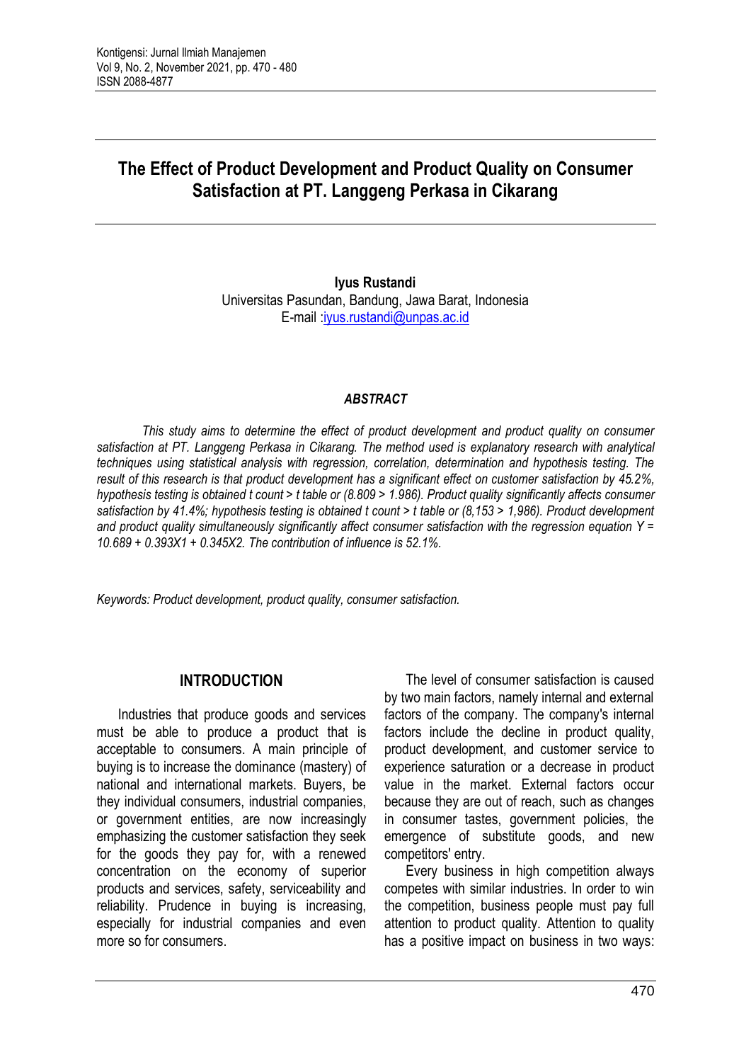# The Effect of Product Development and Product Quality on Consumer Satisfaction at PT. Langgeng Perkasa in Cikarang

**Iyus Rustandi**
Universitas Pasundan, Bandung, Jawa Barat, Indonesia
E-mail :iyus.rustandi@unpas.ac.id

### *ABSTRACT*

*This study aims to determine the effect of product development and product quality on consumer satisfaction at PT. Langgeng Perkasa in Cikarang. The method used is explanatory research with analytical techniques using statistical analysis with regression, correlation, determination and hypothesis testing. The result of this research is that product development has a significant effect on customer satisfaction by 45.2%, hypothesis testing is obtained t count > t table or (8.809 > 1.986). Product quality significantly affects consumer satisfaction by 41.4%; hypothesis testing is obtained t count > t table or (8,153 > 1,986). Product development and product quality simultaneously significantly affect consumer satisfaction with the regression equation Y = 10.689 + 0.393X1 + 0.345X2. The contribution of influence is 52.1%.*

*Keywords: Product development, product quality, consumer satisfaction.*

## INTRODUCTION

Industries that produce goods and services must be able to produce a product that is acceptable to consumers. A main principle of buying is to increase the dominance (mastery) of national and international markets. Buyers, be they individual consumers, industrial companies, or government entities, are now increasingly emphasizing the customer satisfaction they seek for the goods they pay for, with a renewed concentration on the economy of superior products and services, safety, serviceability and reliability. Prudence in buying is increasing, especially for industrial companies and even more so for consumers.

The level of consumer satisfaction is caused by two main factors, namely internal and external factors of the company. The company's internal factors include the decline in product quality, product development, and customer service to experience saturation or a decrease in product value in the market. External factors occur because they are out of reach, such as changes in consumer tastes, government policies, the emergence of substitute goods, and new competitors' entry.

Every business in high competition always competes with similar industries. In order to win the competition, business people must pay full attention to product quality. Attention to quality has a positive impact on business in two ways: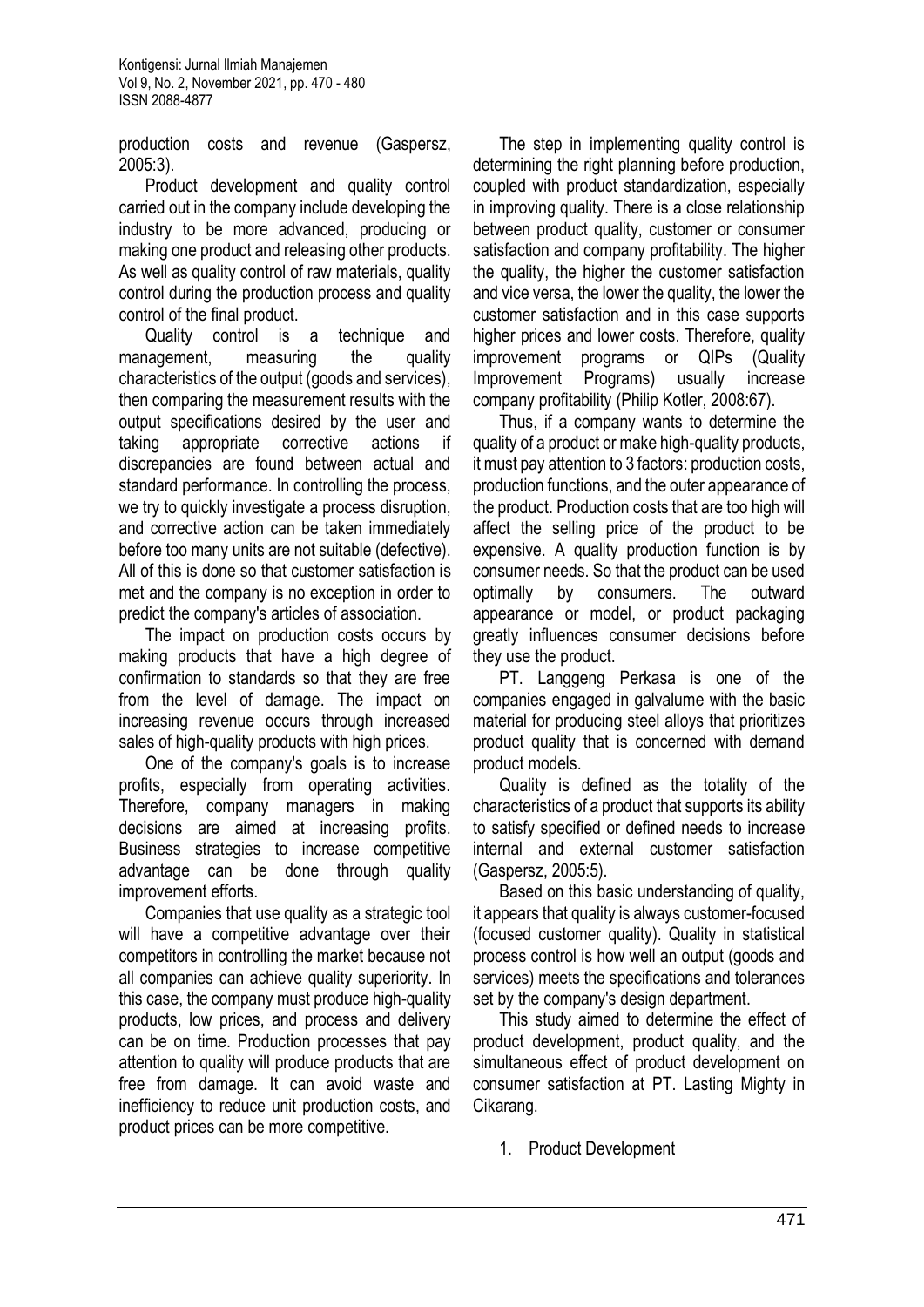production costs and revenue (Gaspersz, 2005:3).

Product development and quality control carried out in the company include developing the industry to be more advanced, producing or making one product and releasing other products. As well as quality control of raw materials, quality control during the production process and quality control of the final product.

Quality control is a technique and management, measuring the quality characteristics of the output (goods and services), then comparing the measurement results with the output specifications desired by the user and taking appropriate corrective actions if discrepancies are found between actual and standard performance. In controlling the process, we try to quickly investigate a process disruption, and corrective action can be taken immediately before too many units are not suitable (defective). All of this is done so that customer satisfaction is met and the company is no exception in order to predict the company's articles of association.

The impact on production costs occurs by making products that have a high degree of confirmation to standards so that they are free from the level of damage. The impact on increasing revenue occurs through increased sales of high-quality products with high prices.

One of the company's goals is to increase profits, especially from operating activities. Therefore, company managers in making decisions are aimed at increasing profits. Business strategies to increase competitive advantage can be done through quality improvement efforts.

Companies that use quality as a strategic tool will have a competitive advantage over their competitors in controlling the market because not all companies can achieve quality superiority. In this case, the company must produce high-quality products, low prices, and process and delivery can be on time. Production processes that pay attention to quality will produce products that are free from damage. It can avoid waste and inefficiency to reduce unit production costs, and product prices can be more competitive.

The step in implementing quality control is determining the right planning before production, coupled with product standardization, especially in improving quality. There is a close relationship between product quality, customer or consumer satisfaction and company profitability. The higher the quality, the higher the customer satisfaction and vice versa, the lower the quality, the lower the customer satisfaction and in this case supports higher prices and lower costs. Therefore, quality improvement programs or QIPs (Quality Improvement Programs) usually increase company profitability (Philip Kotler, 2008:67).

Thus, if a company wants to determine the quality of a product or make high-quality products, it must pay attention to 3 factors: production costs, production functions, and the outer appearance of the product. Production costs that are too high will affect the selling price of the product to be expensive. A quality production function is by consumer needs. So that the product can be used optimally by consumers. The outward appearance or model, or product packaging greatly influences consumer decisions before they use the product.

PT. Langgeng Perkasa is one of the companies engaged in galvalume with the basic material for producing steel alloys that prioritizes product quality that is concerned with demand product models.

Quality is defined as the totality of the characteristics of a product that supports its ability to satisfy specified or defined needs to increase internal and external customer satisfaction (Gaspersz, 2005:5).

Based on this basic understanding of quality, it appears that quality is always customer-focused (focused customer quality). Quality in statistical process control is how well an output (goods and services) meets the specifications and tolerances set by the company's design department.

This study aimed to determine the effect of product development, product quality, and the simultaneous effect of product development on consumer satisfaction at PT. Lasting Mighty in Cikarang.

1. Product Development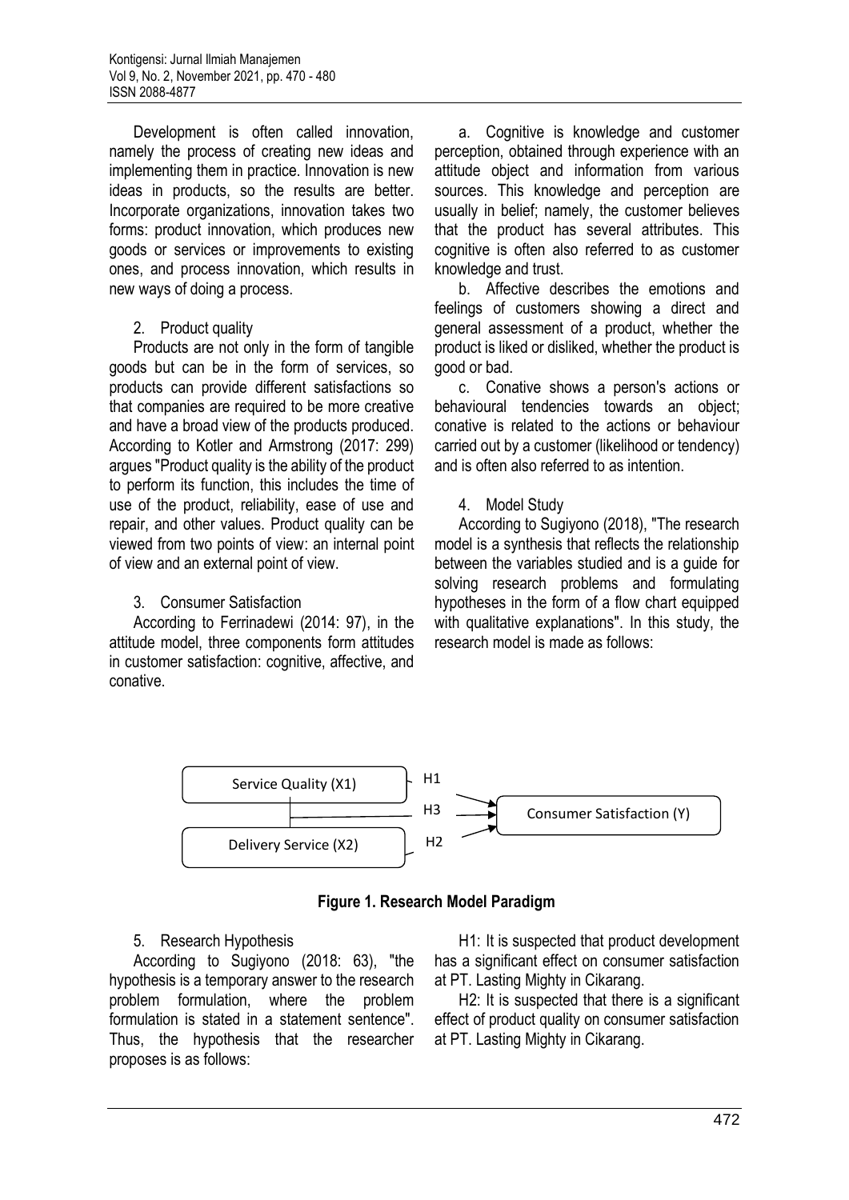Development is often called innovation, namely the process of creating new ideas and implementing them in practice. Innovation is new ideas in products, so the results are better. Incorporate organizations, innovation takes two forms: product innovation, which produces new goods or services or improvements to existing ones, and process innovation, which results in new ways of doing a process.

2. Product quality

Products are not only in the form of tangible goods but can be in the form of services, so products can provide different satisfactions so that companies are required to be more creative and have a broad view of the products produced. According to Kotler and Armstrong (2017: 299) argues "Product quality is the ability of the product to perform its function, this includes the time of use of the product, reliability, ease of use and repair, and other values. Product quality can be viewed from two points of view: an internal point of view and an external point of view.

3. Consumer Satisfaction

According to Ferrinadewi (2014: 97), in the attitude model, three components form attitudes in customer satisfaction: cognitive, affective, and conative.

a. Cognitive is knowledge and customer perception, obtained through experience with an attitude object and information from various sources. This knowledge and perception are usually in belief; namely, the customer believes that the product has several attributes. This cognitive is often also referred to as customer knowledge and trust.

b. Affective describes the emotions and feelings of customers showing a direct and general assessment of a product, whether the product is liked or disliked, whether the product is good or bad.

c. Conative shows a person's actions or behavioural tendencies towards an object; conative is related to the actions or behaviour carried out by a customer (likelihood or tendency) and is often also referred to as intention.

4. Model Study

According to Sugiyono (2018), "The research model is a synthesis that reflects the relationship between the variables studied and is a guide for solving research problems and formulating hypotheses in the form of a flow chart equipped with qualitative explanations". In this study, the research model is made as follows:

Service Quality (X1) —H1→ Consumer Satisfaction (Y)
Service Quality (X1) & Delivery Service (X2) —H3→ Consumer Satisfaction (Y)
Delivery Service (X2) —H2→ Consumer Satisfaction (Y)

**Figure 1. Research Model Paradigm**

5. Research Hypothesis

According to Sugiyono (2018: 63), "the hypothesis is a temporary answer to the research problem formulation, where the problem formulation is stated in a statement sentence". Thus, the hypothesis that the researcher proposes is as follows:

H1: It is suspected that product development has a significant effect on consumer satisfaction at PT. Lasting Mighty in Cikarang.

H2: It is suspected that there is a significant effect of product quality on consumer satisfaction at PT. Lasting Mighty in Cikarang.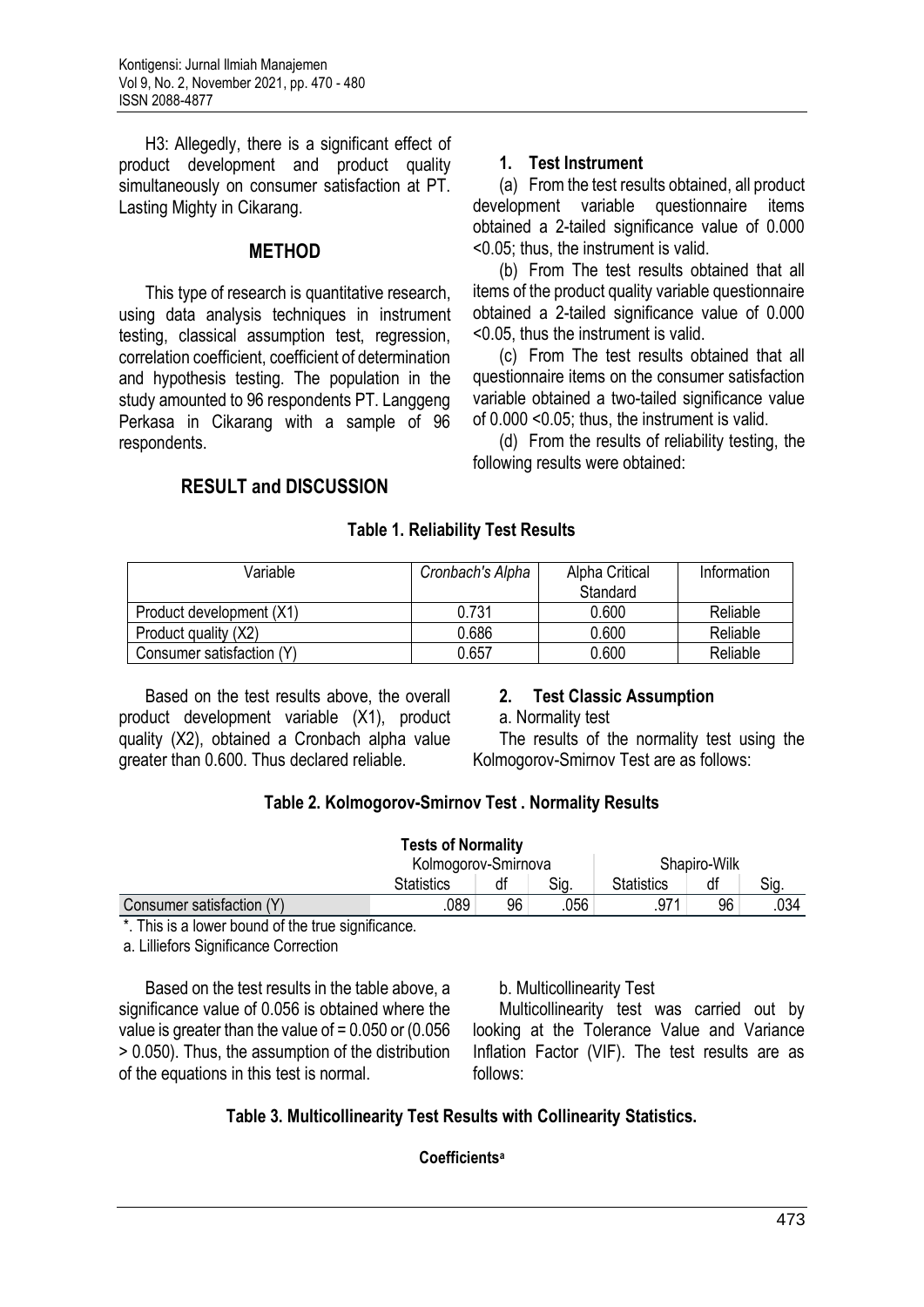H3: Allegedly, there is a significant effect of product development and product quality simultaneously on consumer satisfaction at PT. Lasting Mighty in Cikarang.

## METHOD

This type of research is quantitative research, using data analysis techniques in instrument testing, classical assumption test, regression, correlation coefficient, coefficient of determination and hypothesis testing. The population in the study amounted to 96 respondents PT. Langgeng Perkasa in Cikarang with a sample of 96 respondents.

## RESULT and DISCUSSION

### 1. Test Instrument

(a) From the test results obtained, all product development variable questionnaire items obtained a 2-tailed significance value of 0.000 <0.05; thus, the instrument is valid.

(b) From The test results obtained that all items of the product quality variable questionnaire obtained a 2-tailed significance value of 0.000 <0.05, thus the instrument is valid.

(c) From The test results obtained that all questionnaire items on the consumer satisfaction variable obtained a two-tailed significance value of 0.000 <0.05; thus, the instrument is valid.

(d) From the results of reliability testing, the following results were obtained:

**Table 1. Reliability Test Results**

| Variable | *Cronbach's Alpha* | Alpha Critical Standard | Information |
|---|---|---|---|
| Product development (X1) | 0.731 | 0.600 | Reliable |
| Product quality (X2) | 0.686 | 0.600 | Reliable |
| Consumer satisfaction (Y) | 0.657 | 0.600 | Reliable |

Based on the test results above, the overall product development variable (X1), product quality (X2), obtained a Cronbach alpha value greater than 0.600. Thus declared reliable.

### 2. Test Classic Assumption

a. Normality test

The results of the normality test using the Kolmogorov-Smirnov Test are as follows:

**Table 2. Kolmogorov-Smirnov Test . Normality Results**

**Tests of Normality**

| | Kolmogorov-Smirnova | | | Shapiro-Wilk | | |
|---|---|---|---|---|---|---|
| | Statistics | df | Sig. | Statistics | df | Sig. |
| Consumer satisfaction (Y) | .089 | 96 | .056 | .971 | 96 | .034 |

*. This is a lower bound of the true significance.

a. Lilliefors Significance Correction

Based on the test results in the table above, a significance value of 0.056 is obtained where the value is greater than the value of = 0.050 or (0.056 > 0.050). Thus, the assumption of the distribution of the equations in this test is normal.

b. Multicollinearity Test

Multicollinearity test was carried out by looking at the Tolerance Value and Variance Inflation Factor (VIF). The test results are as follows:

**Table 3. Multicollinearity Test Results with Collinearity Statistics.**

**Coefficients[a]**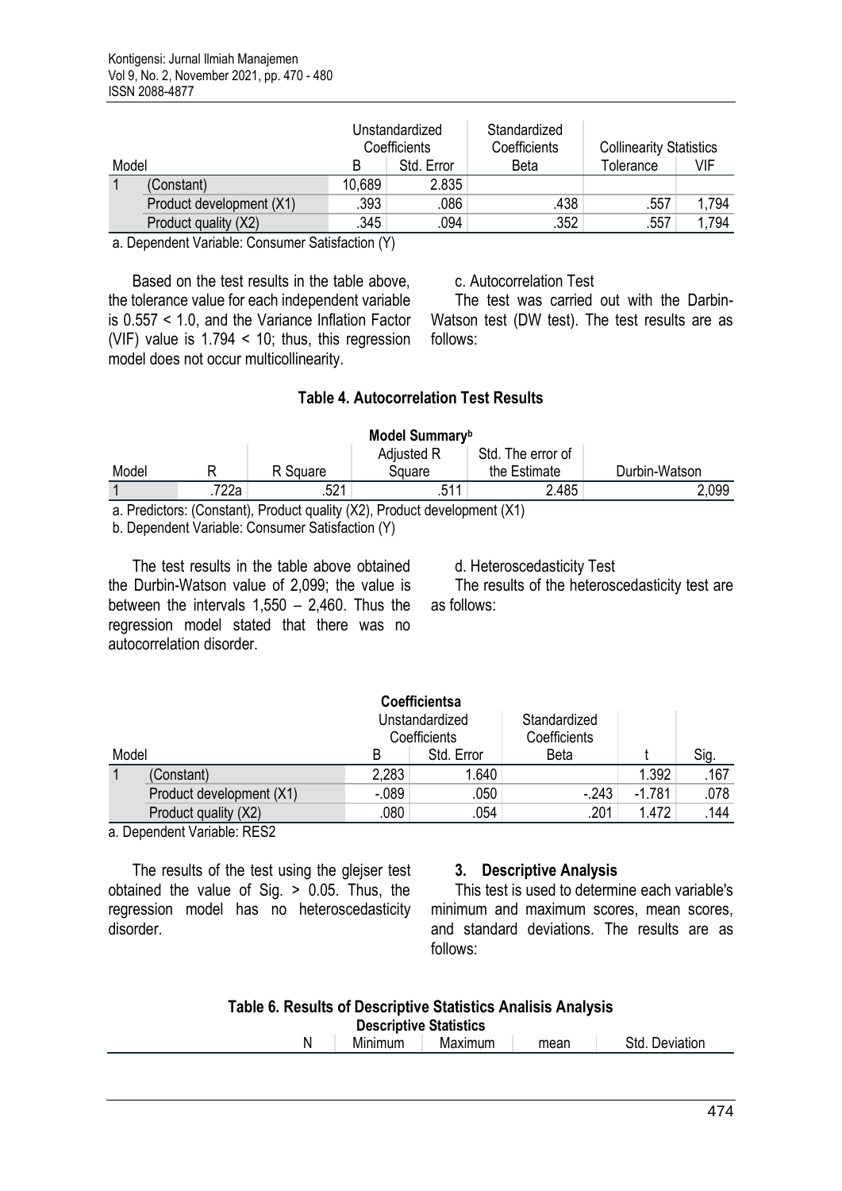| Model | | Unstandardized Coefficients | | Standardized Coefficients | Collinearity Statistics | |
|---|---|---|---|---|---|---|
| | | B | Std. Error | Beta | Tolerance | VIF |
| 1 | (Constant) | 10,689 | 2.835 | | | |
| | Product development (X1) | .393 | .086 | .438 | .557 | 1,794 |
| | Product quality (X2) | .345 | .094 | .352 | .557 | 1,794 |

a. Dependent Variable: Consumer Satisfaction (Y)

Based on the test results in the table above, the tolerance value for each independent variable is 0.557 < 1.0, and the Variance Inflation Factor (VIF) value is 1.794 < 10; thus, this regression model does not occur multicollinearity.

c. Autocorrelation Test

The test was carried out with the Darbin-Watson test (DW test). The test results are as follows:

**Table 4. Autocorrelation Test Results**

**Model Summary[b]**

| Model | R | R Square | Adjusted R Square | Std. The error of the Estimate | Durbin-Watson |
|---|---|---|---|---|---|
| 1 | .722a | .521 | .511 | 2.485 | 2,099 |

a. Predictors: (Constant), Product quality (X2), Product development (X1)

b. Dependent Variable: Consumer Satisfaction (Y)

The test results in the table above obtained the Durbin-Watson value of 2,099; the value is between the intervals 1,550 – 2,460. Thus the regression model stated that there was no autocorrelation disorder.

d. Heteroscedasticity Test

The results of the heteroscedasticity test are as follows:

**Coefficientsa**

| Model | | Unstandardized Coefficients | | Standardized Coefficients | t | Sig. |
|---|---|---|---|---|---|---|
| | | B | Std. Error | Beta | | |
| 1 | (Constant) | 2,283 | 1.640 | | 1.392 | .167 |
| | Product development (X1) | -.089 | .050 | -.243 | -1.781 | .078 |
| | Product quality (X2) | .080 | .054 | .201 | 1.472 | .144 |

a. Dependent Variable: RES2

The results of the test using the glejser test obtained the value of Sig. > 0.05. Thus, the regression model has no heteroscedasticity disorder.

### 3. Descriptive Analysis

This test is used to determine each variable's minimum and maximum scores, mean scores, and standard deviations. The results are as follows:

**Table 6. Results of Descriptive Statistics Analisis Analysis**

**Descriptive Statistics**

| | N | Minimum | Maximum | mean | Std. Deviation |
|---|---|---|---|---|---|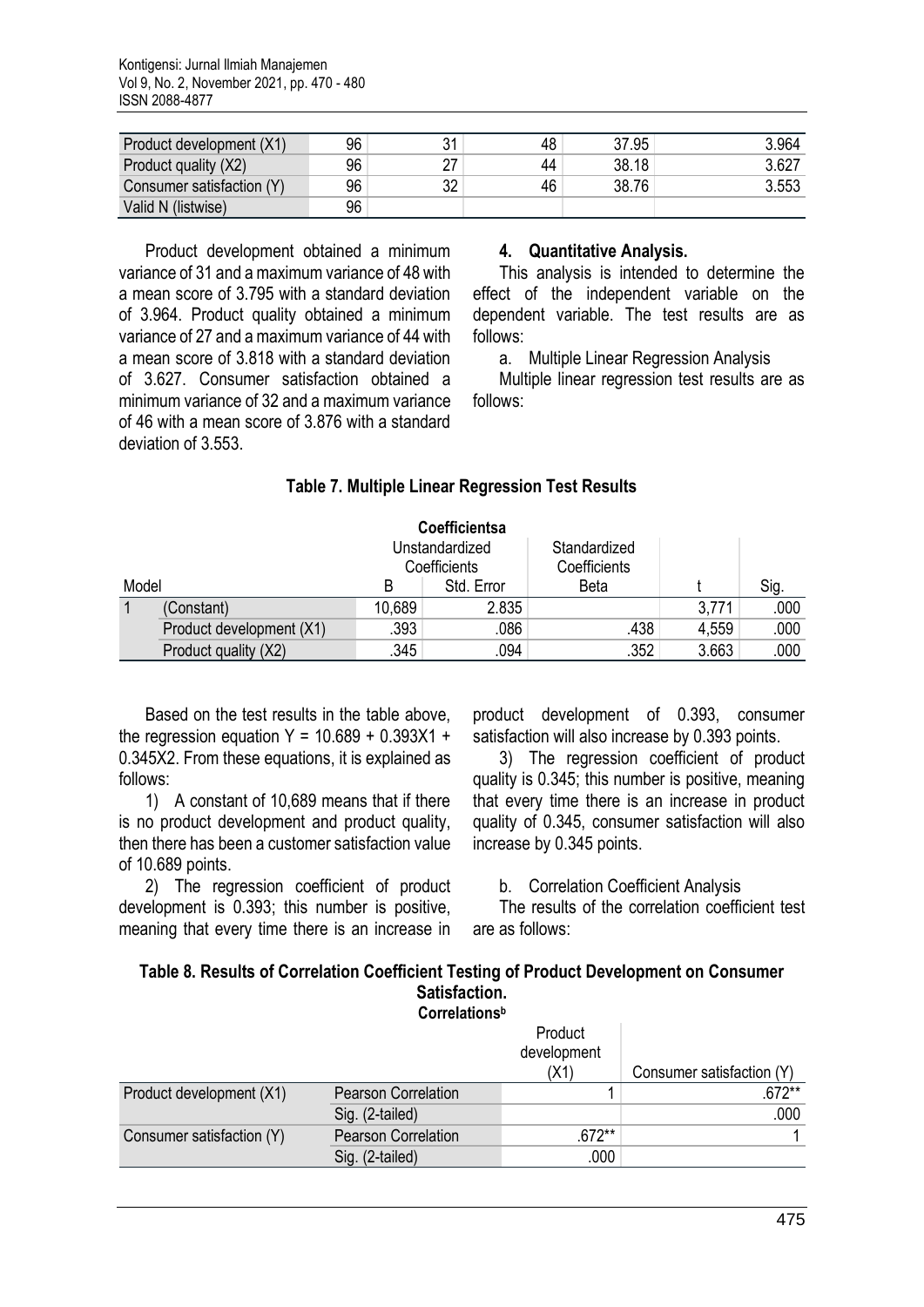| Product development (X1) | 96 | 31 | 48 | 37.95 | 3.964 |
|---|---|---|---|---|---|
| Product quality (X2) | 96 | 27 | 44 | 38.18 | 3.627 |
| Consumer satisfaction (Y) | 96 | 32 | 46 | 38.76 | 3.553 |
| Valid N (listwise) | 96 | | | | |

Product development obtained a minimum variance of 31 and a maximum variance of 48 with a mean score of 3.795 with a standard deviation of 3.964. Product quality obtained a minimum variance of 27 and a maximum variance of 44 with a mean score of 3.818 with a standard deviation of 3.627. Consumer satisfaction obtained a minimum variance of 32 and a maximum variance of 46 with a mean score of 3.876 with a standard deviation of 3.553.

#### 4. Quantitative Analysis.

This analysis is intended to determine the effect of the independent variable on the dependent variable. The test results are as follows:

a. Multiple Linear Regression Analysis

Multiple linear regression test results are as follows:

**Table 7. Multiple Linear Regression Test Results**

**Coefficientsa**

| Model | | Unstandardized Coefficients | | Standardized Coefficients | | |
|---|---|---|---|---|---|---|
| | | B | Std. Error | Beta | t | Sig. |
| 1 | (Constant) | 10,689 | 2.835 | | 3,771 | .000 |
| | Product development (X1) | .393 | .086 | .438 | 4,559 | .000 |
| | Product quality (X2) | .345 | .094 | .352 | 3.663 | .000 |

Based on the test results in the table above, the regression equation $Y = 10.689 + 0.393X1 + 0.345X2$. From these equations, it is explained as follows:

1) A constant of 10,689 means that if there is no product development and product quality, then there has been a customer satisfaction value of 10.689 points.

2) The regression coefficient of product development is 0.393; this number is positive, meaning that every time there is an increase in product development of 0.393, consumer satisfaction will also increase by 0.393 points.

3) The regression coefficient of product quality is 0.345; this number is positive, meaning that every time there is an increase in product quality of 0.345, consumer satisfaction will also increase by 0.345 points.

b. Correlation Coefficient Analysis

The results of the correlation coefficient test are as follows:

**Table 8. Results of Correlation Coefficient Testing of Product Development on Consumer Satisfaction.**

**Correlations[b]**

| | | Product development (X1) | Consumer satisfaction (Y) |
|---|---|---|---|
| Product development (X1) | Pearson Correlation | 1 | .672** |
| | Sig. (2-tailed) | | .000 |
| Consumer satisfaction (Y) | Pearson Correlation | .672** | 1 |
| | Sig. (2-tailed) | .000 | |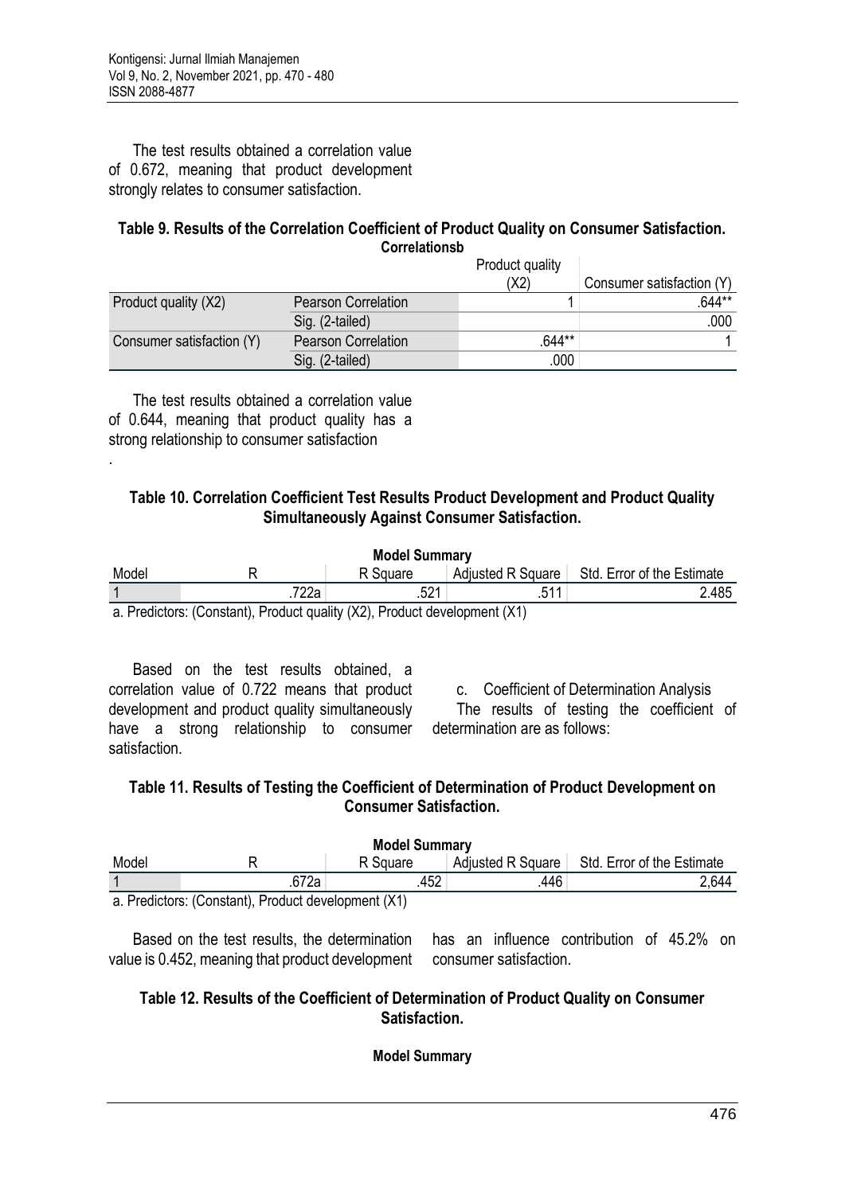The test results obtained a correlation value of 0.672, meaning that product development strongly relates to consumer satisfaction.

**Table 9. Results of the Correlation Coefficient of Product Quality on Consumer Satisfaction.**

**Correlationsb**

| | | Product quality (X2) | Consumer satisfaction (Y) |
|---|---|---|---|
| Product quality (X2) | Pearson Correlation | 1 | .644** |
| | Sig. (2-tailed) | | .000 |
| Consumer satisfaction (Y) | Pearson Correlation | .644** | 1 |
| | Sig. (2-tailed) | .000 | |

The test results obtained a correlation value of 0.644, meaning that product quality has a strong relationship to consumer satisfaction

.

**Table 10. Correlation Coefficient Test Results Product Development and Product Quality Simultaneously Against Consumer Satisfaction.**

**Model Summary**

| Model | R | R Square | Adjusted R Square | Std. Error of the Estimate |
|---|---|---|---|---|
| 1 | .722a | .521 | .511 | 2.485 |

a. Predictors: (Constant), Product quality (X2), Product development (X1)

Based on the test results obtained, a correlation value of 0.722 means that product development and product quality simultaneously have a strong relationship to consumer satisfaction.

c. Coefficient of Determination Analysis

The results of testing the coefficient of determination are as follows:

**Table 11. Results of Testing the Coefficient of Determination of Product Development on Consumer Satisfaction.**

**Model Summary**

| Model | R | R Square | Adjusted R Square | Std. Error of the Estimate |
|---|---|---|---|---|
| 1 | .672a | .452 | .446 | 2,644 |

a. Predictors: (Constant), Product development (X1)

Based on the test results, the determination value is 0.452, meaning that product development has an influence contribution of 45.2% on consumer satisfaction.

**Table 12. Results of the Coefficient of Determination of Product Quality on Consumer Satisfaction.**

**Model Summary**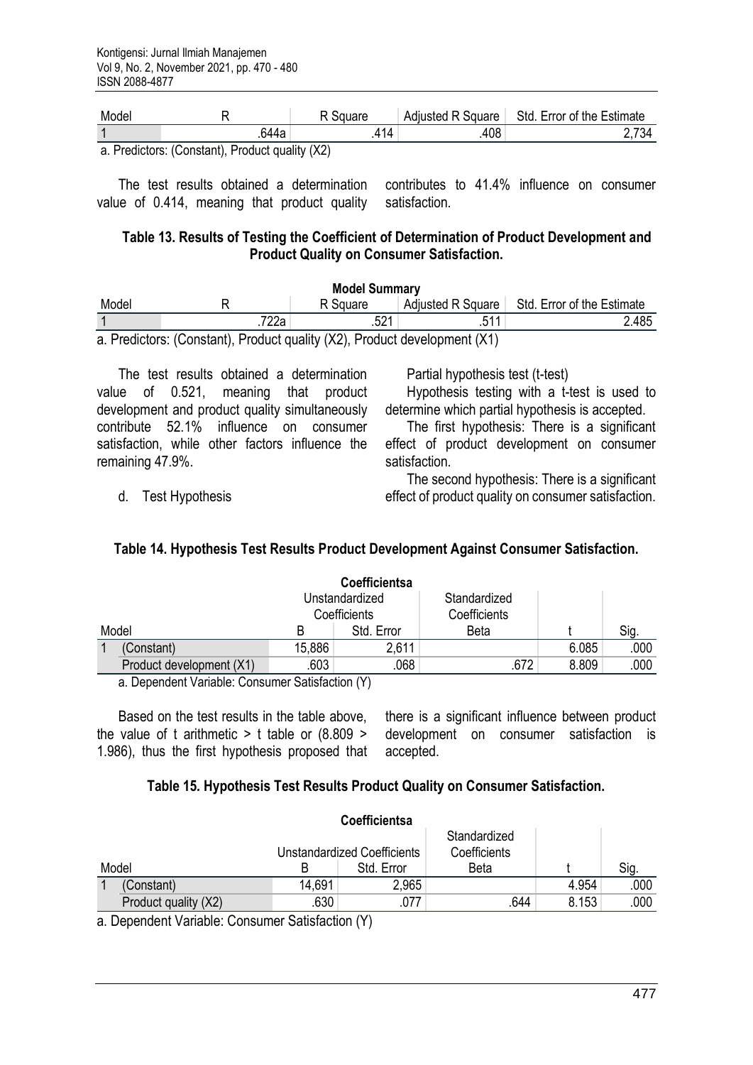| Model | R | R Square | Adjusted R Square | Std. Error of the Estimate |
|---|---|---|---|---|
| 1 | .644a | .414 | .408 | 2,734 |

a. Predictors: (Constant), Product quality (X2)

The test results obtained a determination value of 0.414, meaning that product quality contributes to 41.4% influence on consumer satisfaction.

**Table 13. Results of Testing the Coefficient of Determination of Product Development and Product Quality on Consumer Satisfaction.**

**Model Summary**

| Model | R | R Square | Adjusted R Square | Std. Error of the Estimate |
|---|---|---|---|---|
| 1 | .722a | .521 | .511 | 2.485 |

a. Predictors: (Constant), Product quality (X2), Product development (X1)

The test results obtained a determination value of 0.521, meaning that product development and product quality simultaneously contribute 52.1% influence on consumer satisfaction, while other factors influence the remaining 47.9%.

d. Test Hypothesis

Partial hypothesis test (t-test)

Hypothesis testing with a t-test is used to determine which partial hypothesis is accepted.

The first hypothesis: There is a significant effect of product development on consumer satisfaction.

The second hypothesis: There is a significant effect of product quality on consumer satisfaction.

**Table 14. Hypothesis Test Results Product Development Against Consumer Satisfaction.**

**Coefficientsa**

| Model | | Unstandardized Coefficients | | Standardized Coefficients | | |
|---|---|---|---|---|---|---|
| | | B | Std. Error | Beta | t | Sig. |
| 1 | (Constant) | 15,886 | 2,611 | | 6.085 | .000 |
| | Product development (X1) | .603 | .068 | .672 | 8.809 | .000 |

a. Dependent Variable: Consumer Satisfaction (Y)

Based on the test results in the table above, the value of t arithmetic > t table or (8.809 > 1.986), thus the first hypothesis proposed that there is a significant influence between product development on consumer satisfaction is accepted.

**Table 15. Hypothesis Test Results Product Quality on Consumer Satisfaction.**

**Coefficientsa**

| Model | | Unstandardized Coefficients | | Standardized Coefficients | | |
|---|---|---|---|---|---|---|
| | | B | Std. Error | Beta | t | Sig. |
| 1 | (Constant) | 14,691 | 2,965 | | 4.954 | .000 |
| | Product quality (X2) | .630 | .077 | .644 | 8.153 | .000 |

a. Dependent Variable: Consumer Satisfaction (Y)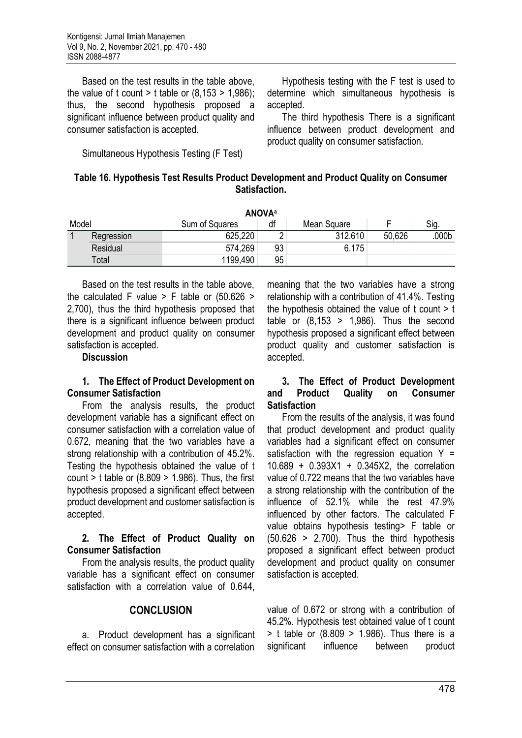Based on the test results in the table above, the value of t count > t table or (8,153 > 1,986); thus, the second hypothesis proposed a significant influence between product quality and consumer satisfaction is accepted.

Simultaneous Hypothesis Testing (F Test)

Hypothesis testing with the F test is used to determine which simultaneous hypothesis is accepted.

The third hypothesis There is a significant influence between product development and product quality on consumer satisfaction.

**Table 16. Hypothesis Test Results Product Development and Product Quality on Consumer Satisfaction.**

**ANOVA**[a]

| Model | | Sum of Squares | df | Mean Square | F | Sig. |
|---|---|---|---|---|---|---|
| 1 | Regression | 625,220 | 2 | 312.610 | 50,626 | .000b |
| | Residual | 574,269 | 93 | 6.175 | | |
| | Total | 1199,490 | 95 | | | |

Based on the test results in the table above, the calculated F value > F table or (50.626 > 2,700), thus the third hypothesis proposed that there is a significant influence between product development and product quality on consumer satisfaction is accepted.

**Discussion**

**1. The Effect of Product Development on Consumer Satisfaction**

From the analysis results, the product development variable has a significant effect on consumer satisfaction with a correlation value of 0.672, meaning that the two variables have a strong relationship with a contribution of 45.2%. Testing the hypothesis obtained the value of t count > t table or (8.809 > 1.986). Thus, the first hypothesis proposed a significant effect between product development and customer satisfaction is accepted.

**2. The Effect of Product Quality on Consumer Satisfaction**

From the analysis results, the product quality variable has a significant effect on consumer satisfaction with a correlation value of 0.644, meaning that the two variables have a strong relationship with a contribution of 41.4%. Testing the hypothesis obtained the value of t count > t table or (8,153 > 1,986). Thus the second hypothesis proposed a significant effect between product quality and customer satisfaction is accepted.

**3. The Effect of Product Development and Product Quality on Consumer Satisfaction**

From the results of the analysis, it was found that product development and product quality variables had a significant effect on consumer satisfaction with the regression equation $Y = 10.689 + 0.393X1 + 0.345X2$, the correlation value of 0.722 means that the two variables have a strong relationship with the contribution of the influence of 52.1% while the rest 47.9% influenced by other factors. The calculated F value obtains hypothesis testing> F table or (50.626 > 2,700). Thus the third hypothesis proposed a significant effect between product development and product quality on consumer satisfaction is accepted.

## CONCLUSION

a. Product development has a significant effect on consumer satisfaction with a correlation value of 0.672 or strong with a contribution of 45.2%. Hypothesis test obtained value of t count > t table or (8.809 > 1.986). Thus there is a significant influence between product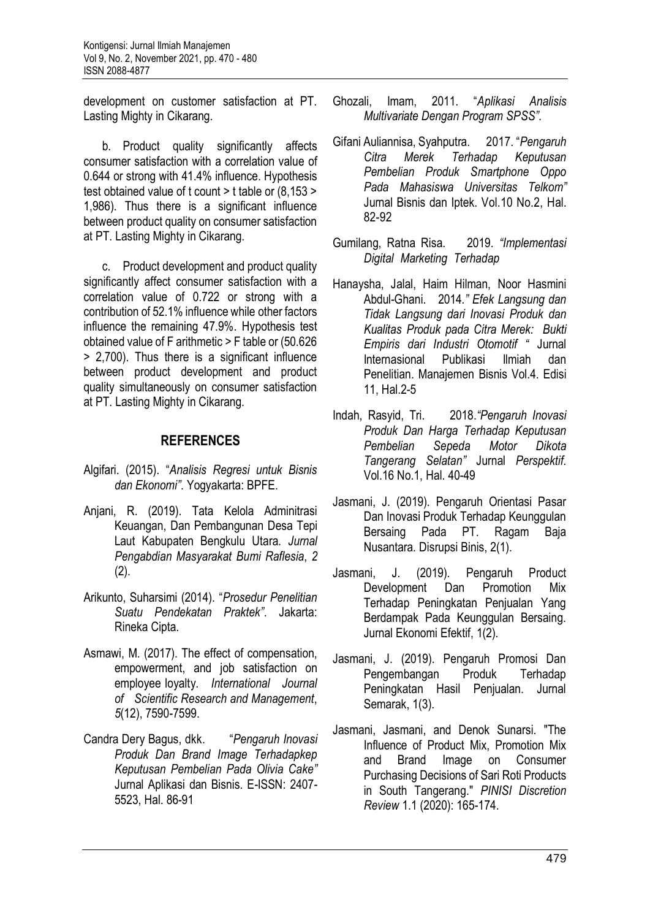development on customer satisfaction at PT. Lasting Mighty in Cikarang.

b. Product quality significantly affects consumer satisfaction with a correlation value of 0.644 or strong with 41.4% influence. Hypothesis test obtained value of t count > t table or (8,153 > 1,986). Thus there is a significant influence between product quality on consumer satisfaction at PT. Lasting Mighty in Cikarang.

c. Product development and product quality significantly affect consumer satisfaction with a correlation value of 0.722 or strong with a contribution of 52.1% influence while other factors influence the remaining 47.9%. Hypothesis test obtained value of F arithmetic > F table or (50.626 > 2,700). Thus there is a significant influence between product development and product quality simultaneously on consumer satisfaction at PT. Lasting Mighty in Cikarang.

## REFERENCES

Algifari. (2015). "*Analisis Regresi untuk Bisnis dan Ekonomi"*. Yogyakarta: BPFE.

Anjani, R. (2019). Tata Kelola Adminitrasi Keuangan, Dan Pembangunan Desa Tepi Laut Kabupaten Bengkulu Utara. *Jurnal Pengabdian Masyarakat Bumi Raflesia*, *2* (2).

Arikunto, Suharsimi (2014). "*Prosedur Penelitian Suatu Pendekatan Praktek"*. Jakarta: Rineka Cipta.

Asmawi, M. (2017). The effect of compensation, empowerment, and job satisfaction on employee loyalty. *International Journal of Scientific Research and Management*, *5*(12), 7590-7599.

Candra Dery Bagus, dkk. "*Pengaruh Inovasi Produk Dan Brand Image Terhadapkep Keputusan Pembelian Pada Olivia Cake"* Jurnal Aplikasi dan Bisnis. E-ISSN: 2407-5523, Hal. 86-91

Ghozali, Imam, 2011. "*Aplikasi Analisis Multivariate Dengan Program SPSS".*

Gifani Auliannisa, Syahputra. 2017. "*Pengaruh Citra Merek Terhadap Keputusan Pembelian Produk Smartphone Oppo Pada Mahasiswa Universitas Telkom"* Jurnal Bisnis dan Iptek. Vol.10 No.2, Hal. 82-92

Gumilang, Ratna Risa. 2019. *"Implementasi Digital Marketing Terhadap*

Hanaysha, Jalal, Haim Hilman, Noor Hasmini Abdul-Ghani. 2014*." Efek Langsung dan Tidak Langsung dari Inovasi Produk dan Kualitas Produk pada Citra Merek: Bukti Empiris dari Industri Otomotif "* Jurnal Internasional Publikasi Ilmiah dan Penelitian. Manajemen Bisnis Vol.4. Edisi 11, Hal.2-5

Indah, Rasyid, Tri. 2018.*"Pengaruh Inovasi Produk Dan Harga Terhadap Keputusan Pembelian Sepeda Motor Dikota Tangerang Selatan"* Jurnal *Perspektif.* Vol.16 No.1, Hal. 40-49

Jasmani, J. (2019). Pengaruh Orientasi Pasar Dan Inovasi Produk Terhadap Keunggulan Bersaing Pada PT. Ragam Baja Nusantara. Disrupsi Binis, 2(1).

Jasmani, J. (2019). Pengaruh Product Development Dan Promotion Mix Terhadap Peningkatan Penjualan Yang Berdampak Pada Keunggulan Bersaing. Jurnal Ekonomi Efektif, 1(2).

Jasmani, J. (2019). Pengaruh Promosi Dan Pengembangan Produk Terhadap Peningkatan Hasil Penjualan. Jurnal Semarak, 1(3).

Jasmani, Jasmani, and Denok Sunarsi. "The Influence of Product Mix, Promotion Mix and Brand Image on Consumer Purchasing Decisions of Sari Roti Products in South Tangerang." *PINISI Discretion Review* 1.1 (2020): 165-174.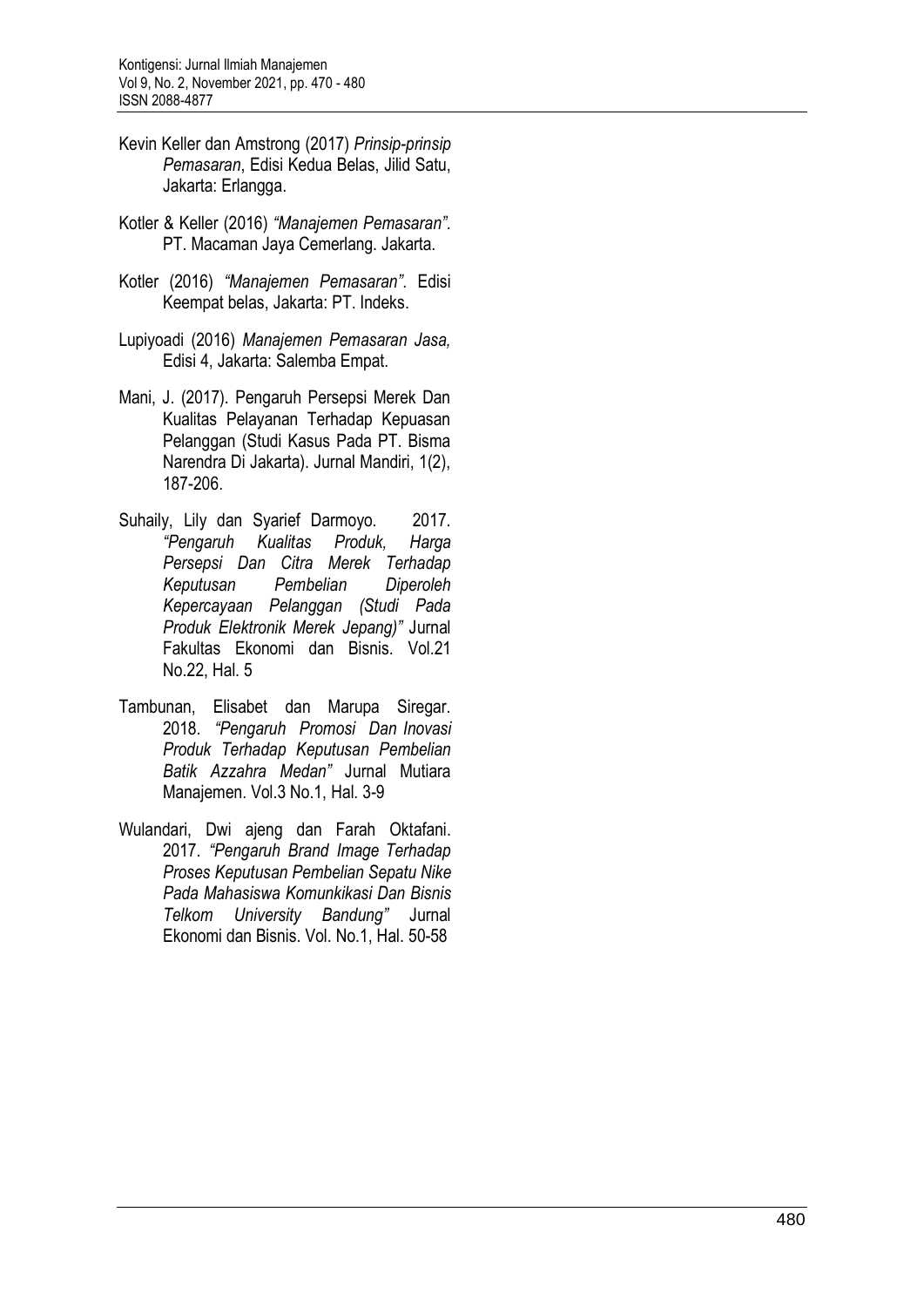Kevin Keller dan Amstrong (2017) *Prinsip-prinsip Pemasaran*, Edisi Kedua Belas, Jilid Satu, Jakarta: Erlangga.

Kotler & Keller (2016) *"Manajemen Pemasaran"*. PT. Macaman Jaya Cemerlang. Jakarta.

Kotler (2016) *"Manajemen Pemasaran"*. Edisi Keempat belas, Jakarta: PT. Indeks.

Lupiyoadi (2016) *Manajemen Pemasaran Jasa,* Edisi 4, Jakarta: Salemba Empat.

Mani, J. (2017). Pengaruh Persepsi Merek Dan Kualitas Pelayanan Terhadap Kepuasan Pelanggan (Studi Kasus Pada PT. Bisma Narendra Di Jakarta). Jurnal Mandiri, 1(2), 187-206.

Suhaily, Lily dan Syarief Darmoyo. 2017. *"Pengaruh Kualitas Produk, Harga Persepsi Dan Citra Merek Terhadap Keputusan Pembelian Diperoleh Kepercayaan Pelanggan (Studi Pada Produk Elektronik Merek Jepang)"* Jurnal Fakultas Ekonomi dan Bisnis. Vol.21 No.22, Hal. 5

Tambunan, Elisabet dan Marupa Siregar. 2018. *"Pengaruh Promosi Dan Inovasi Produk Terhadap Keputusan Pembelian Batik Azzahra Medan"* Jurnal Mutiara Manajemen. Vol.3 No.1, Hal. 3-9

Wulandari, Dwi ajeng dan Farah Oktafani. 2017. *"Pengaruh Brand Image Terhadap Proses Keputusan Pembelian Sepatu Nike Pada Mahasiswa Komunkikasi Dan Bisnis Telkom University Bandung"* Jurnal Ekonomi dan Bisnis. Vol. No.1, Hal. 50-58